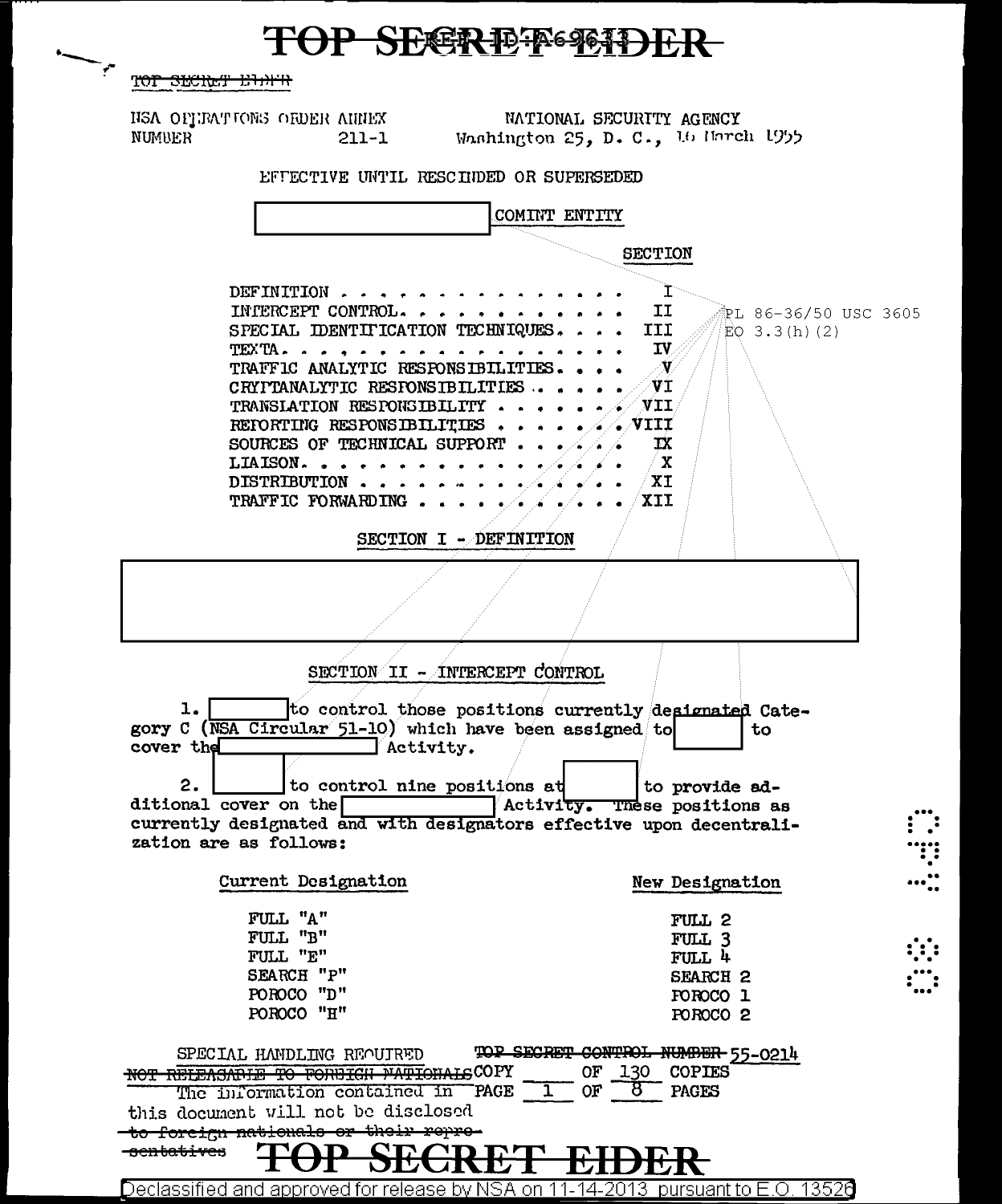# TOP SECRET EIDER

TOP SECRET EIDER

NSA OPERATIONS ORDER ANNEX NUMBER 211-1

NATIONAL SECURITY AGENCY
Washington 25, D. C., 16 March 1955

EFFECTIVE UNTIL RESCINDED OR SUPERSEDED

[REDACTED] COMINT ENTITY

| | SECTION |
|---|---|
| DEFINITION | I |
| INTERCEPT CONTROL | II |
| SPECIAL IDENTIFICATION TECHNIQUES | III |
| TEXTA | IV |
| TRAFFIC ANALYTIC RESPONSIBILITIES | V |
| CRYPTANALYTIC RESPONSIBILITIES | VI |
| TRANSLATION RESPONSIBILITY | VII |
| REPORTING RESPONSIBILITIES | VIII |
| SOURCES OF TECHNICAL SUPPORT | IX |
| LIAISON | X |
| DISTRIBUTION | XI |
| TRAFFIC FORWARDING | XII |

PL 86-36/50 USC 3605
EO 3.3(h)(2)

## SECTION I - DEFINITION

[REDACTED]

## SECTION II - INTERCEPT CONTROL

1. [REDACTED] to control those positions currently designated Category C (NSA Circular 51-10) which have been assigned to [REDACTED] to cover the [REDACTED] Activity.

2. [REDACTED] to control nine positions at [REDACTED] to provide additional cover on the [REDACTED] Activity. These positions as currently designated and with designators effective upon decentralization are as follows:

| Current Designation | New Designation |
|---|---|
| FULL "A" | FULL 2 |
| FULL "B" | FULL 3 |
| FULL "E" | FULL 4 |
| SEARCH "P" | SEARCH 2 |
| POROCO "D" | POROCO 1 |
| POROCO "H" | POROCO 2 |

SPECIAL HANDLING REQUIRED
~~NOT RELEASABLE TO FOREIGN NATIONALS~~
The information contained in this document will not be disclosed ~~to foreign nationals or their representatives~~

~~TOP SECRET CONTROL NUMBER~~ 55-0214
COPY ____ OF 130 COPIES
PAGE 1 OF 8 PAGES

# TOP SECRET EIDER

Declassified and approved for release by NSA on 11-14-2013 pursuant to E.O. 13526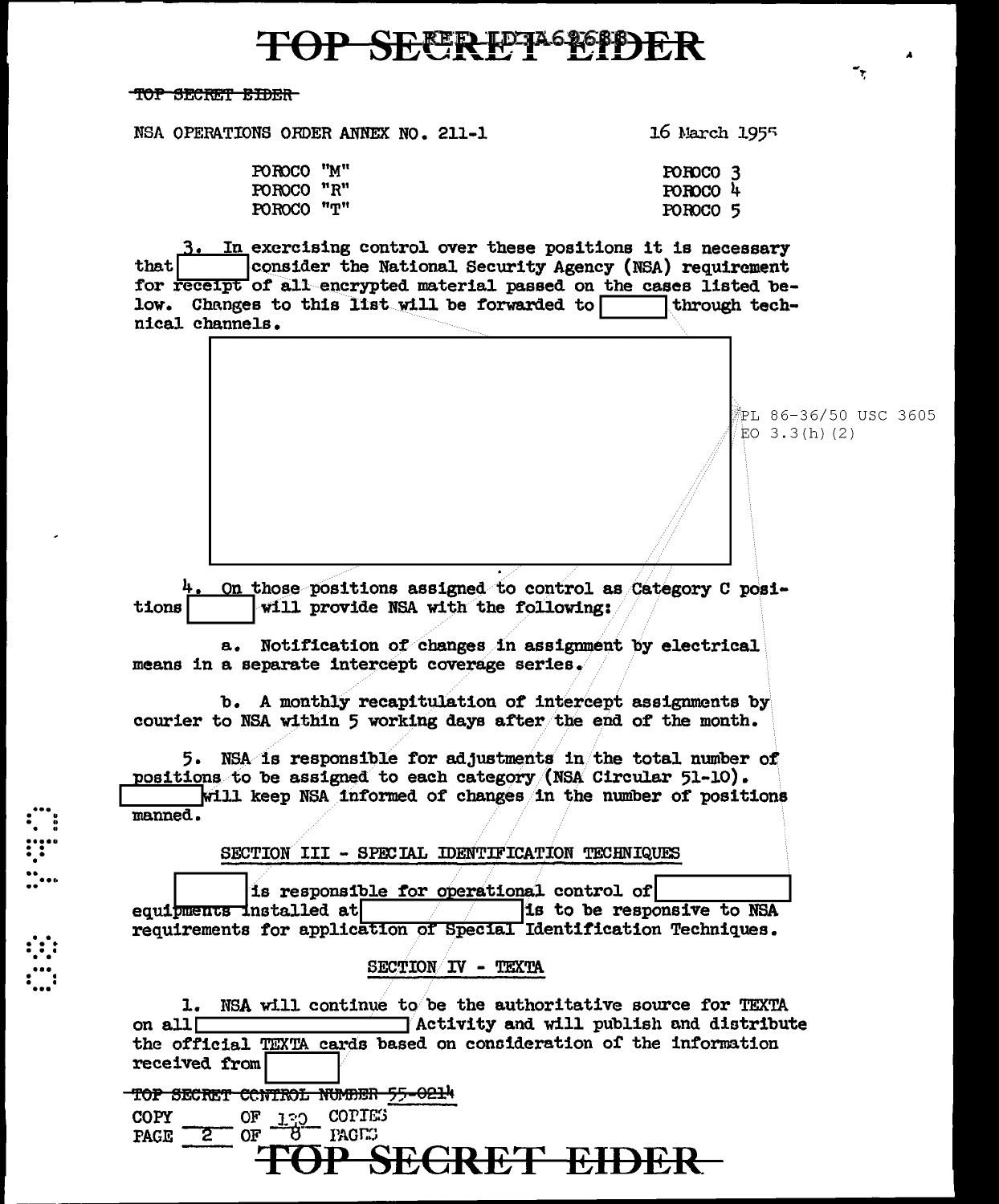TOP SECRET EIDER

NSA OPERATIONS ORDER ANNEX NO. 211-1 16 March 1955

| | |
|---|---|
| POROCO "M" | POROCO 3 |
| POROCO "R" | POROCO 4 |
| POROCO "T" | POROCO 5 |

3. In exercising control over these positions it is necessary that [ ] consider the National Security Agency (NSA) requirement for receipt of all encrypted material passed on the cases listed below. Changes to this list will be forwarded to [ ] through technical channels.

[ ]

PL 86-36/50 USC 3605
EO 3.3(h)(2)

4. On those positions assigned to control as Category C positions [ ] will provide NSA with the following:

a. Notification of changes in assignment by electrical means in a separate intercept coverage series.

b. A monthly recapitulation of intercept assignments by courier to NSA within 5 working days after the end of the month.

5. NSA is responsible for adjustments in the total number of positions to be assigned to each category (NSA Circular 51-10). [ ] will keep NSA informed of changes in the number of positions manned.

## SECTION III - SPECIAL IDENTIFICATION TECHNIQUES

[ ] is responsible for operational control of [ ] equipments installed at [ ] is to be responsive to NSA requirements for application of Special Identification Techniques.

## SECTION IV - TEXTA

1. NSA will continue to be the authoritative source for TEXTA on all [ ] Activity and will publish and distribute the official TEXTA cards based on consideration of the information received from [ ]

~~TOP SECRET CONTROL NUMBER 55-0214~~

COPY ____ OF 130 COPIES
PAGE 2 OF 8 PAGES

TOP SECRET EIDER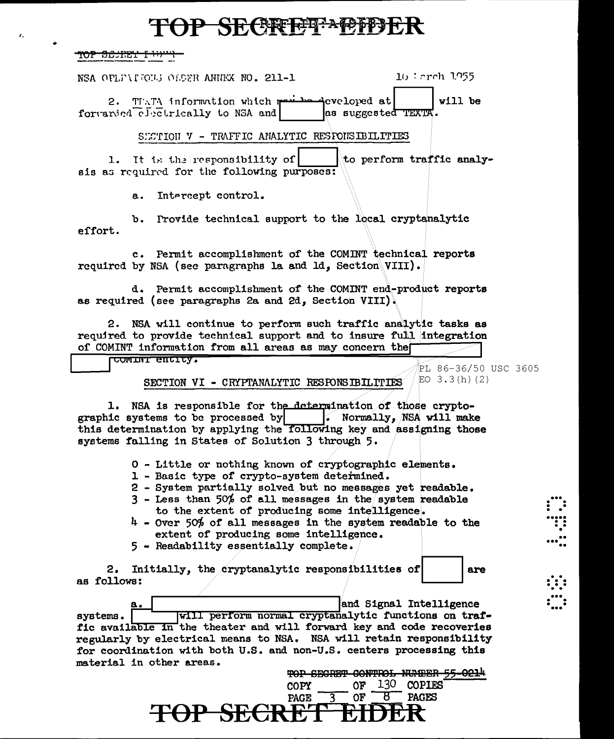NSA OPERATIONS ORDER ANNEX NO. 211-1 16 March 1955

2. TEXTA information which may be developed at [ ] will be forwarded electrically to NSA and [ ] as suggested TEXTA.

## SECTION V - TRAFFIC ANALYTIC RESPONSIBILITIES

1. It is the responsibility of [ ] to perform traffic analysis as required for the following purposes:

a. Intercept control.

b. Provide technical support to the local cryptanalytic effort.

c. Permit accomplishment of the COMINT technical reports required by NSA (see paragraphs 1a and 1d, Section VIII).

d. Permit accomplishment of the COMINT end-product reports as required (see paragraphs 2a and 2d, Section VIII).

2. NSA will continue to perform such traffic analytic tasks as required to provide technical support and to insure full integration of COMINT information from all areas as may concern the [ ] COMINT entity.

PL 86-36/50 USC 3605
EO 3.3(h)(2)

## SECTION VI - CRYPTANALYTIC RESPONSIBILITIES

1. NSA is responsible for the determination of those cryptographic systems to be processed by [ ]. Normally, NSA will make this determination by applying the following key and assigning those systems falling in States of Solution 3 through 5.

0 - Little or nothing known of cryptographic elements.
1 - Basic type of crypto-system determined.
2 - System partially solved but no messages yet readable.
3 - Less than 50% of all messages in the system readable to the extent of producing some intelligence.
4 - Over 50% of all messages in the system readable to the extent of producing some intelligence.
5 - Readability essentially complete.

2. Initially, the cryptanalytic responsibilities of [ ] are as follows:

a. [ ] and Signal Intelligence systems. [ ] will perform normal cryptanalytic functions on traffic available in the theater and will forward key and code recoveries regularly by electrical means to NSA. NSA will retain responsibility for coordination with both U.S. and non-U.S. centers processing this material in other areas.

TOP SECRET CONTROL NUMBER 55-0214
COPY ___ OF 130 COPIES
PAGE 3 OF 8 PAGES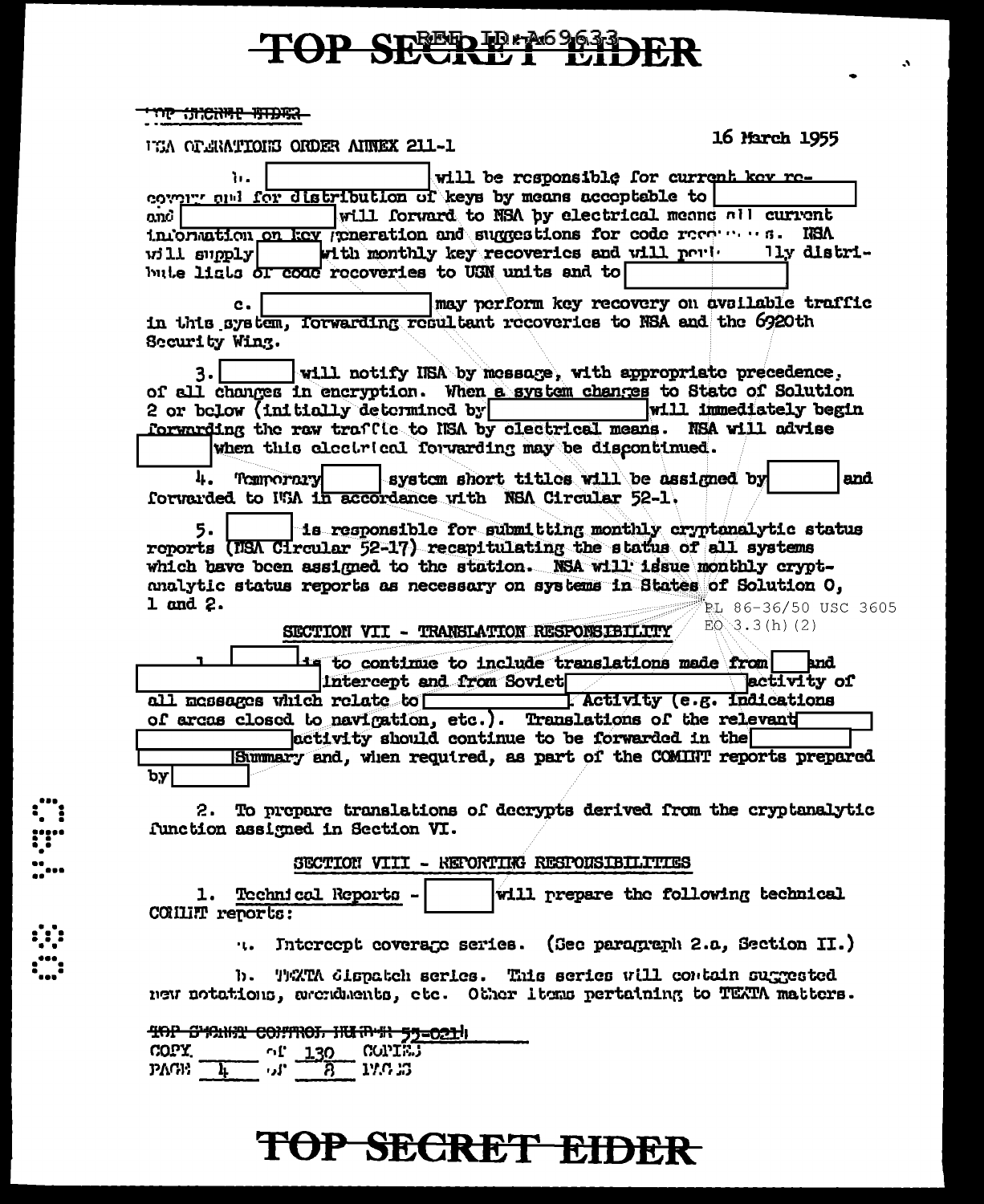TOP SECRET EIDER

USA OPERATIONS ORDER ANNEX 211-1

16 March 1955

b. [redacted] will be responsible for current key recovery and for distribution of keys by means acceptable to [redacted] and [redacted] will forward to NSA by electrical means all current information on key generation and suggestions for code recoveries. NSA will supply [redacted] with monthly key recoveries and will periodically distribute lists of code recoveries to USN units and to [redacted]

c. [redacted] may perform key recovery on available traffic in this system, forwarding resultant recoveries to NSA and the 6920th Security Wing.

3. [redacted] will notify NSA by message, with appropriate precedence, of all changes in encryption. When a system changes to State of Solution 2 or below (initially determined by [redacted] will immediately begin forwarding the raw traffic to NSA by electrical means. NSA will advise [redacted] when this electrical forwarding may be discontinued.

4. Temporary [redacted] system short titles will be assigned by [redacted] and forwarded to NSA in accordance with NSA Circular 52-1.

5. [redacted] is responsible for submitting monthly cryptanalytic status reports (NSA Circular 52-17) recapitulating the status of all systems which have been assigned to the station. NSA will issue monthly cryptanalytic status reports as necessary on systems in States of Solution 0, 1 and 2.

PL 86-36/50 USC 3605
EO 3.3(h)(2)

## SECTION VII - TRANSLATION RESPONSIBILITY

1. [redacted] is to continue to include translations made from [redacted] and [redacted] intercept and from Soviet [redacted] activity of all messages which relate to [redacted] Activity (e.g. indications of areas closed to navigation, etc.). Translations of the relevant [redacted] activity should continue to be forwarded in the [redacted] Summary and, when required, as part of the COMINT reports prepared by [redacted]

2. To prepare translations of decrypts derived from the cryptanalytic function assigned in Section VI.

## SECTION VIII - REPORTING RESPONSIBILITIES

1. Technical Reports - [redacted] will prepare the following technical COMINT reports:

a. Intercept coverage series. (See paragraph 2.a, Section II.)

b. TEXTA dispatch series. This series will contain suggested new notations, amendments, etc. Other items pertaining to TEXTA matters.

TOP SECRET CONTROL NUMBER 55-0214
COPY ____ of 130 COPIES
PAGE 4 of 8 PAGES

TOP SECRET EIDER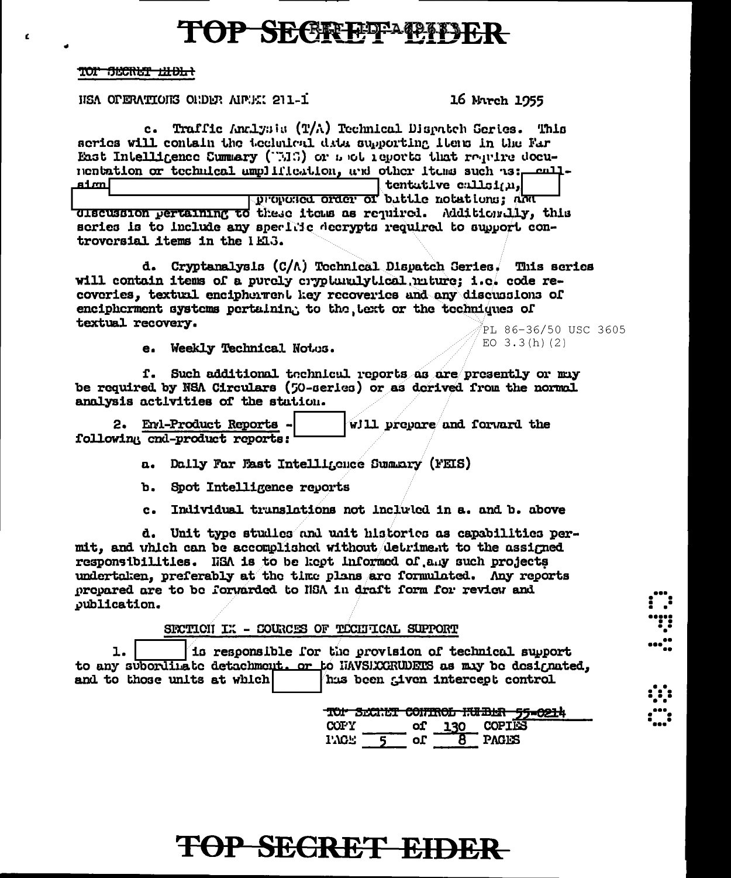TOP SECRET EIDER

TOP SECRET EIDER

NSA OPERATIONS ORDER ANNEX 211-I

16 March 1955

c. Traffic Analysis (T/A) Technical Dispatch Series. This series will contain the technical data supporting items in the Far East Intelligence Summary (FEIS) or spot reports that require documentation or technical amplification, and other items such as: call-sign [ ] tentative callsign, [ ] proposed order of battle notations; and discussion pertaining to these items as required. Additionally, this series is to include any specific decrypts required to support controversial items in the FEIS.

d. Cryptanalysis (C/A) Technical Dispatch Series. This series will contain items of a purely cryptanalytical nature; i.e. code recoveries, textual encipherment key recoveries and any discussions of encipherment systems pertaining to the text or the techniques of textual recovery.

PL 86-36/50 USC 3605
EO 3.3(h)(2)

e. Weekly Technical Notes.

f. Such additional technical reports as are presently or may be required by NSA Circulars (50-series) or as derived from the normal analysis activities of the station.

2. End-Product Reports - [ ] will prepare and forward the following end-product reports:

a. Daily Far East Intelligence Summary (FEIS)

b. Spot Intelligence reports

c. Individual translations not included in a. and b. above

d. Unit type studies and unit histories as capabilities permit, and which can be accomplished without detriment to the assigned responsibilities. NSA is to be kept informed of any such projects undertaken, preferably at the time plans are formulated. Any reports prepared are to be forwarded to NSA in draft form for review and publication.

SECTION IX - SOURCES OF TECHNICAL SUPPORT

1. [ ] is responsible for the provision of technical support to any subordinate detachment, or to NAVSECGRUDETS as may be designated, and to those units at which [ ] has been given intercept control

TOP SECRET CONTROL NUMBER 55-0214
COPY ____ of 130 COPIES
PAGE 5 of 8 PAGES

TOP SECRET EIDER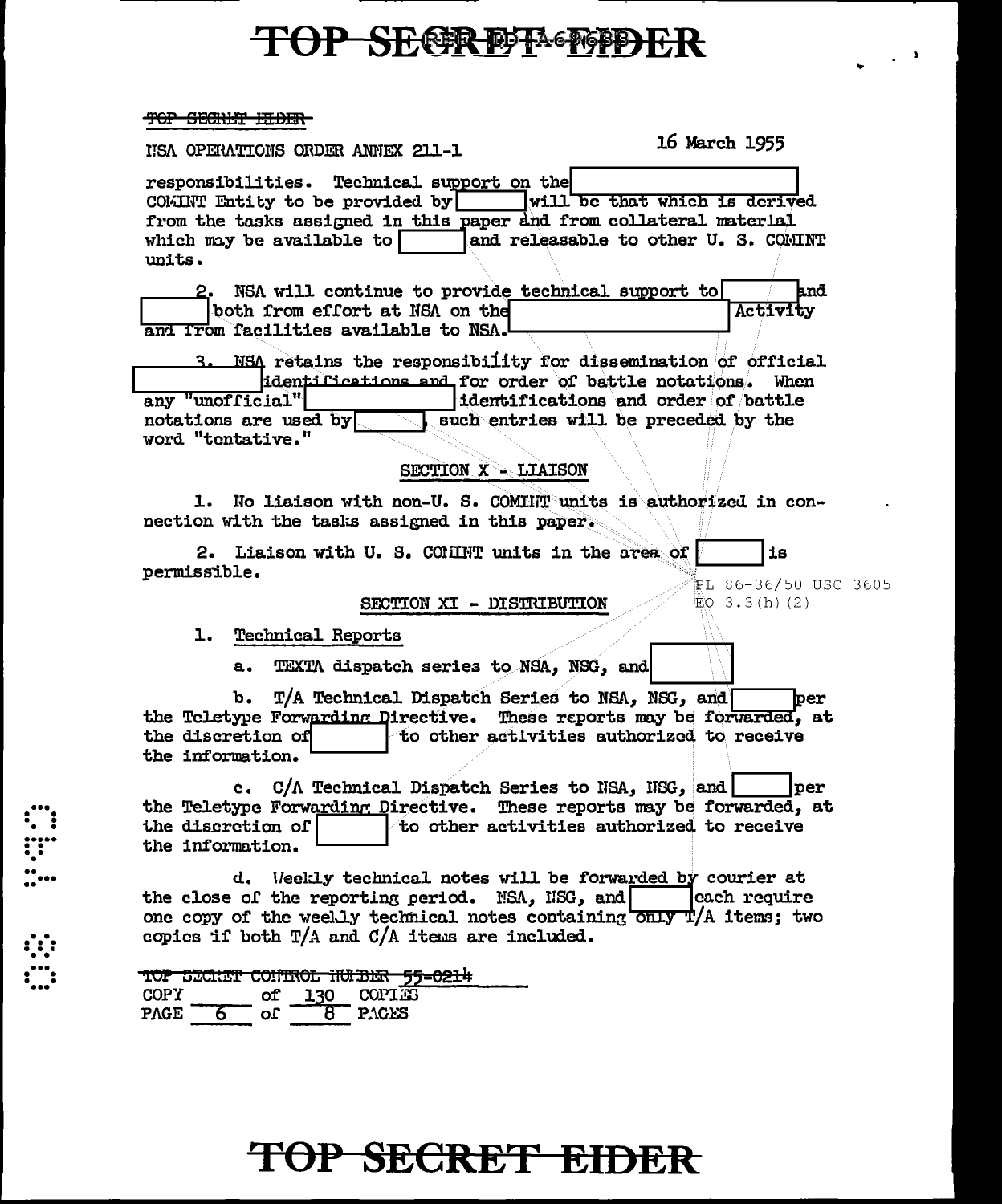TOP SECRET EIDER

NSA OPERATIONS ORDER ANNEX 211-1

16 March 1955

responsibilities. Technical support on the [REDACTED] COMINT Entity to be provided by [REDACTED] will be that which is derived from the tasks assigned in this paper and from collateral material which may be available to [REDACTED] and releasable to other U. S. COMINT units.

2. NSA will continue to provide technical support to [REDACTED] and [REDACTED] both from effort at NSA on the [REDACTED] Activity and from facilities available to NSA.

3. NSA retains the responsibility for dissemination of official [REDACTED] identifications and for order of battle notations. When any "unofficial" [REDACTED] identifications and order of battle notations are used by [REDACTED], such entries will be preceded by the word "tentative."

## SECTION X - LIAISON

1. No liaison with non-U. S. COMINT units is authorized in connection with the tasks assigned in this paper.

2. Liaison with U. S. COMINT units in the area of [REDACTED] is permissible.

PL 86-36/50 USC 3605
EO 3.3(h)(2)

## SECTION XI - DISTRIBUTION

1. Technical Reports

a. TEXTA dispatch series to NSA, NSG, and [REDACTED]

b. T/A Technical Dispatch Series to NSA, NSG, and [REDACTED] per the Teletype Forwarding Directive. These reports may be forwarded, at the discretion of [REDACTED] to other activities authorized to receive the information.

c. C/A Technical Dispatch Series to NSA, NSG, and [REDACTED] per the Teletype Forwarding Directive. These reports may be forwarded, at the discretion of [REDACTED] to other activities authorized to receive the information.

d. Weekly technical notes will be forwarded by courier at the close of the reporting period. NSA, NSG, and [REDACTED] each require one copy of the weekly technical notes containing only T/A items; two copies if both T/A and C/A items are included.

TOP SECRET CONTROL NUMBER 55-0214
COPY ____ of 130 COPIES
PAGE 6 of 8 PAGES

TOP SECRET EIDER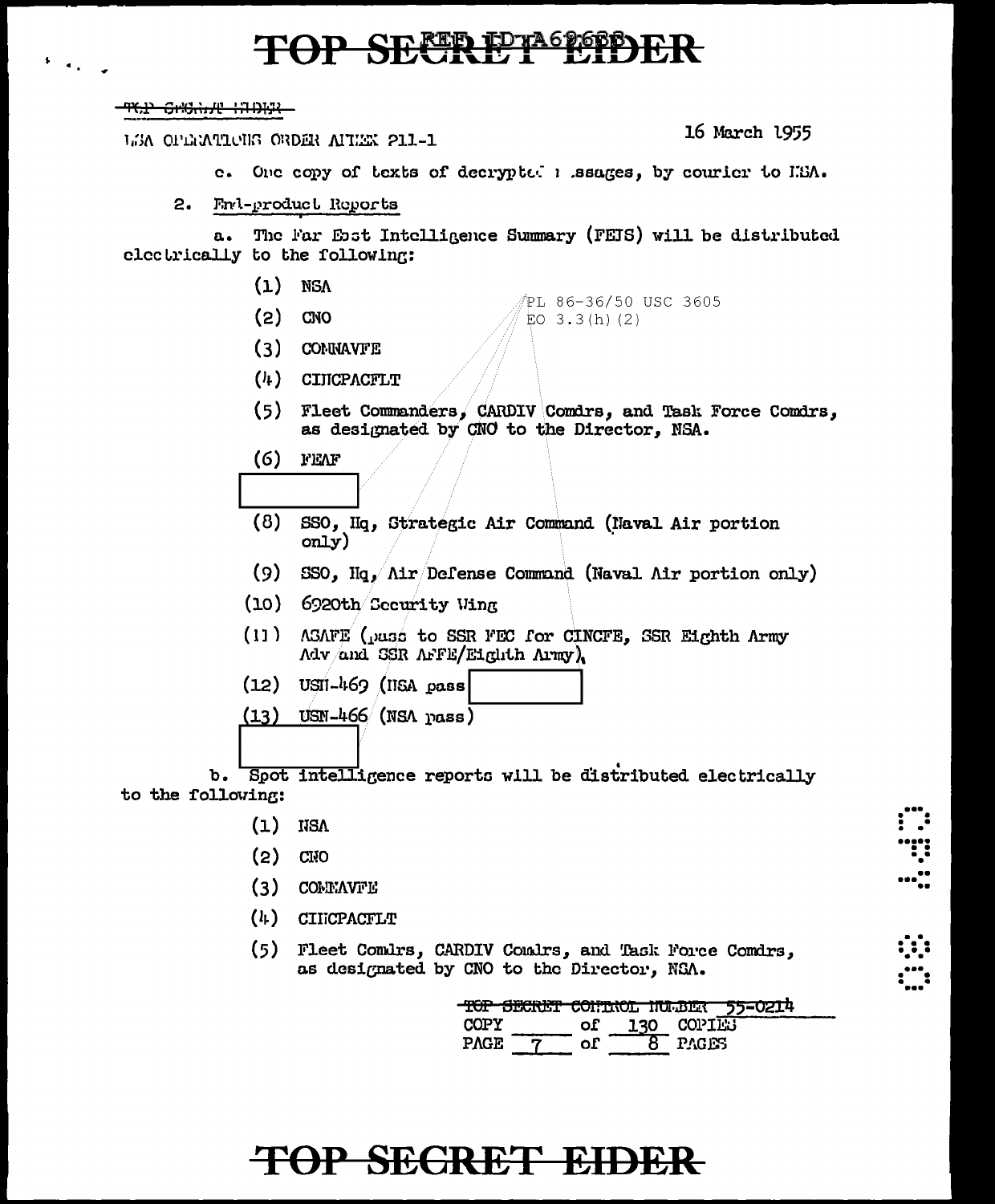TOP SECRET EIDER

TOP SECRET EIDER

NSA OPERATIONS ORDER ANNEX 211-1

16 March 1955

c. One copy of texts of decrypted messages, by courier to NSA.

2. End-product Reports

a. The Far East Intelligence Summary (FEIS) will be distributed electrically to the following:

(1) NSA

(2) CNO

PL 86-36/50 USC 3605
EO 3.3(h)(2)

(3) COMNAVFE

(4) CINCPACFLT

(5) Fleet Commanders, CARDIV Comdrs, and Task Force Comdrs, as designated by CNO to the Director, NSA.

(6) FEAF

(8) SSO, Hq, Strategic Air Command (Naval Air portion only)

(9) SSO, Hq, Air Defense Command (Naval Air portion only)

(10) 6920th Security Wing

(11) ASAFE (pass to SSR FEC for CINCFE, SSR Eighth Army Adv and SSR AFFE/Eighth Army).

(12) USN-469 (NSA pass

(13) USN-466 (NSA pass)

b. Spot intelligence reports will be distributed electrically to the following:

(1) NSA

(2) CNO

(3) COMNAVFE

(4) CINCPACFLT

(5) Fleet Comdrs, CARDIV Comdrs, and Task Force Comdrs, as designated by CNO to the Director, NSA.

TOP SECRET CONTROL NUMBER 55-0214
COPY ____ of 130 COPIES
PAGE 7 of 8 PAGES

TOP SECRET EIDER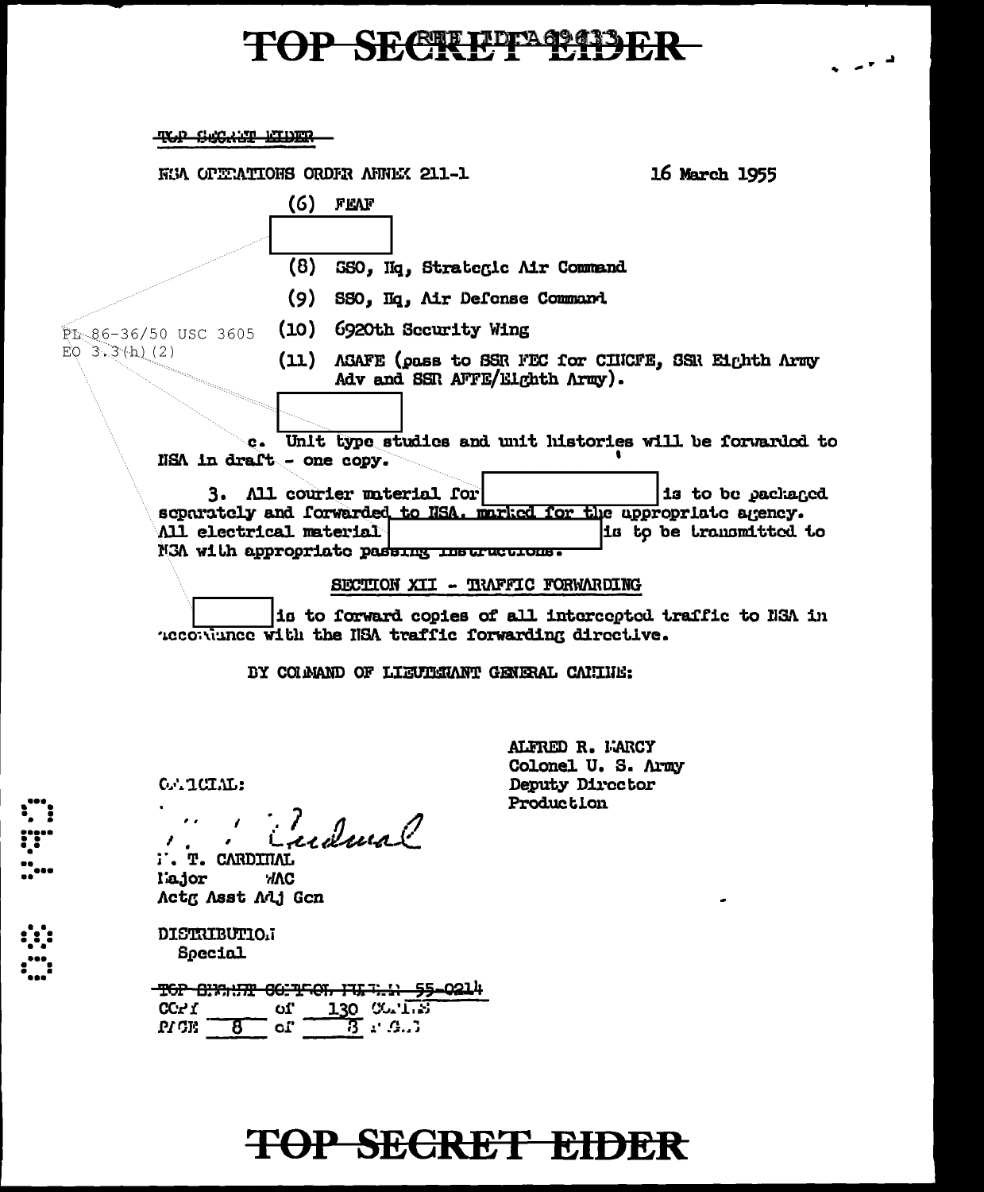TOP SECRET EIDER

NSA OPERATIONS ORDER ANNEX 211-1

16 March 1955

(6) FEAF

(8) SSO, Hq, Strategic Air Command

(9) SSO, Hq, Air Defense Command

PL 86-36/50 USC 3605
EO 3.3(h)(2)

(10) 6920th Security Wing

(11) AGAFE (pass to SSR FEC for CINCFE, SSR Eighth Army Adv and SSR AFFE/Eighth Army).

c. Unit type studies and unit histories will be forwarded to NSA in draft - one copy.

3. All courier material for [ ] is to be packaged separately and forwarded to NSA, marked for the appropriate agency. All electrical material [ ] is to be transmitted to NSA with appropriate passing instructions.

## SECTION XII - TRAFFIC FORWARDING

[ ] is to forward copies of all intercepted traffic to NSA in accordance with the NSA traffic forwarding directive.

BY COMMAND OF LIEUTENANT GENERAL CANINE:

ALFRED R. MARCY
Colonel U. S. Army
Deputy Director
Production

OFFICIAL:

M. T. Cardinal

M. T. CARDINAL
Major WAC
Actg Asst Adj Gen

DISTRIBUTION
Special

TOP SECRET CONTROL NUMBER 55-0214
COPY ____ of 130 COPIES
PAGE 8 of 8 PAGES